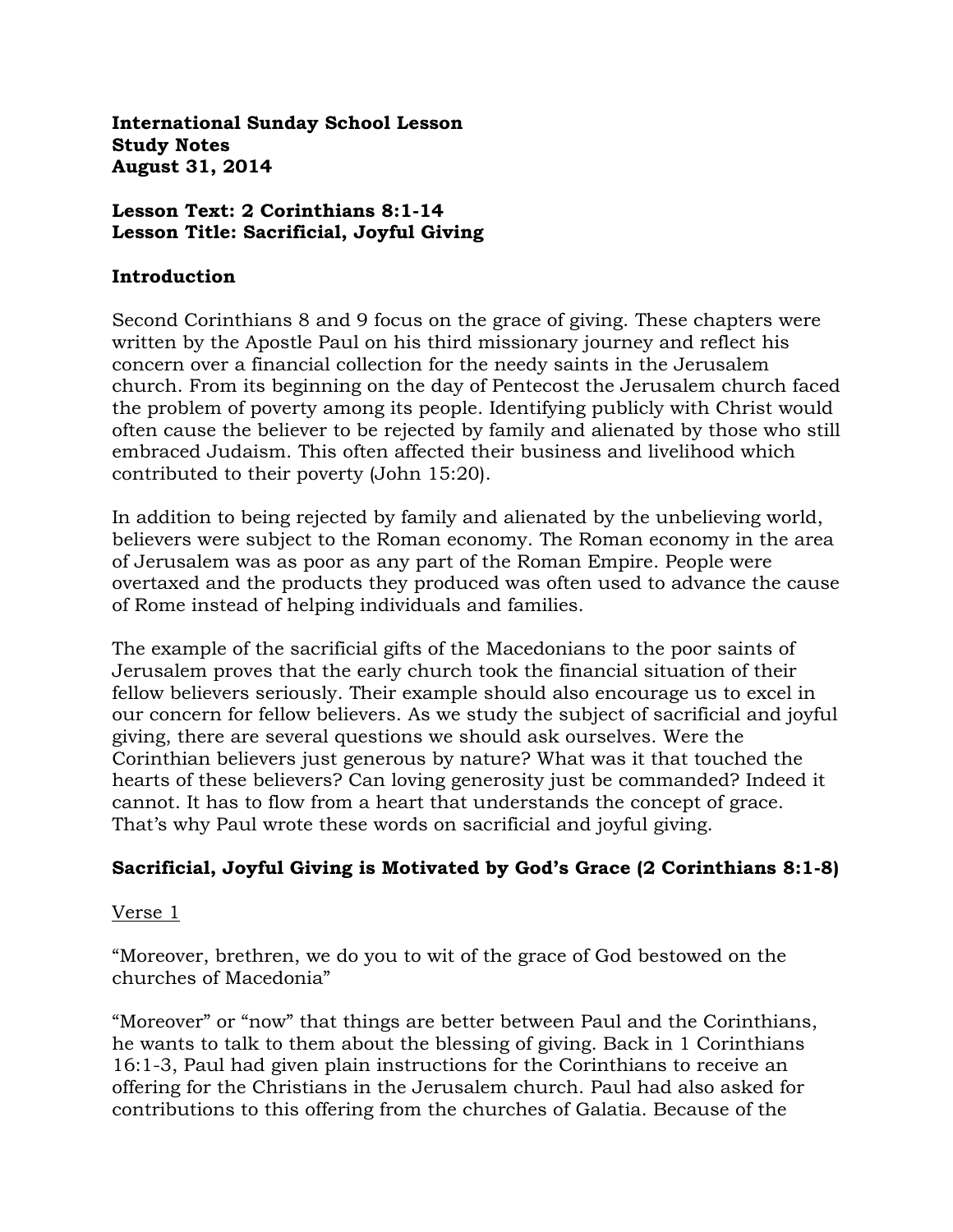**International Sunday School Lesson**
**Study Notes**
**August 31, 2014**

**Lesson Text: 2 Corinthians 8:1-14**
**Lesson Title: Sacrificial, Joyful Giving**

## Introduction

Second Corinthians 8 and 9 focus on the grace of giving. These chapters were written by the Apostle Paul on his third missionary journey and reflect his concern over a financial collection for the needy saints in the Jerusalem church. From its beginning on the day of Pentecost the Jerusalem church faced the problem of poverty among its people. Identifying publicly with Christ would often cause the believer to be rejected by family and alienated by those who still embraced Judaism. This often affected their business and livelihood which contributed to their poverty (John 15:20).

In addition to being rejected by family and alienated by the unbelieving world, believers were subject to the Roman economy. The Roman economy in the area of Jerusalem was as poor as any part of the Roman Empire. People were overtaxed and the products they produced was often used to advance the cause of Rome instead of helping individuals and families.

The example of the sacrificial gifts of the Macedonians to the poor saints of Jerusalem proves that the early church took the financial situation of their fellow believers seriously. Their example should also encourage us to excel in our concern for fellow believers. As we study the subject of sacrificial and joyful giving, there are several questions we should ask ourselves. Were the Corinthian believers just generous by nature? What was it that touched the hearts of these believers? Can loving generosity just be commanded? Indeed it cannot. It has to flow from a heart that understands the concept of grace. That's why Paul wrote these words on sacrificial and joyful giving.

## Sacrificial, Joyful Giving is Motivated by God's Grace (2 Corinthians 8:1-8)

<u>Verse 1</u>

"Moreover, brethren, we do you to wit of the grace of God bestowed on the churches of Macedonia"

"Moreover" or "now" that things are better between Paul and the Corinthians, he wants to talk to them about the blessing of giving. Back in 1 Corinthians 16:1-3, Paul had given plain instructions for the Corinthians to receive an offering for the Christians in the Jerusalem church. Paul had also asked for contributions to this offering from the churches of Galatia. Because of the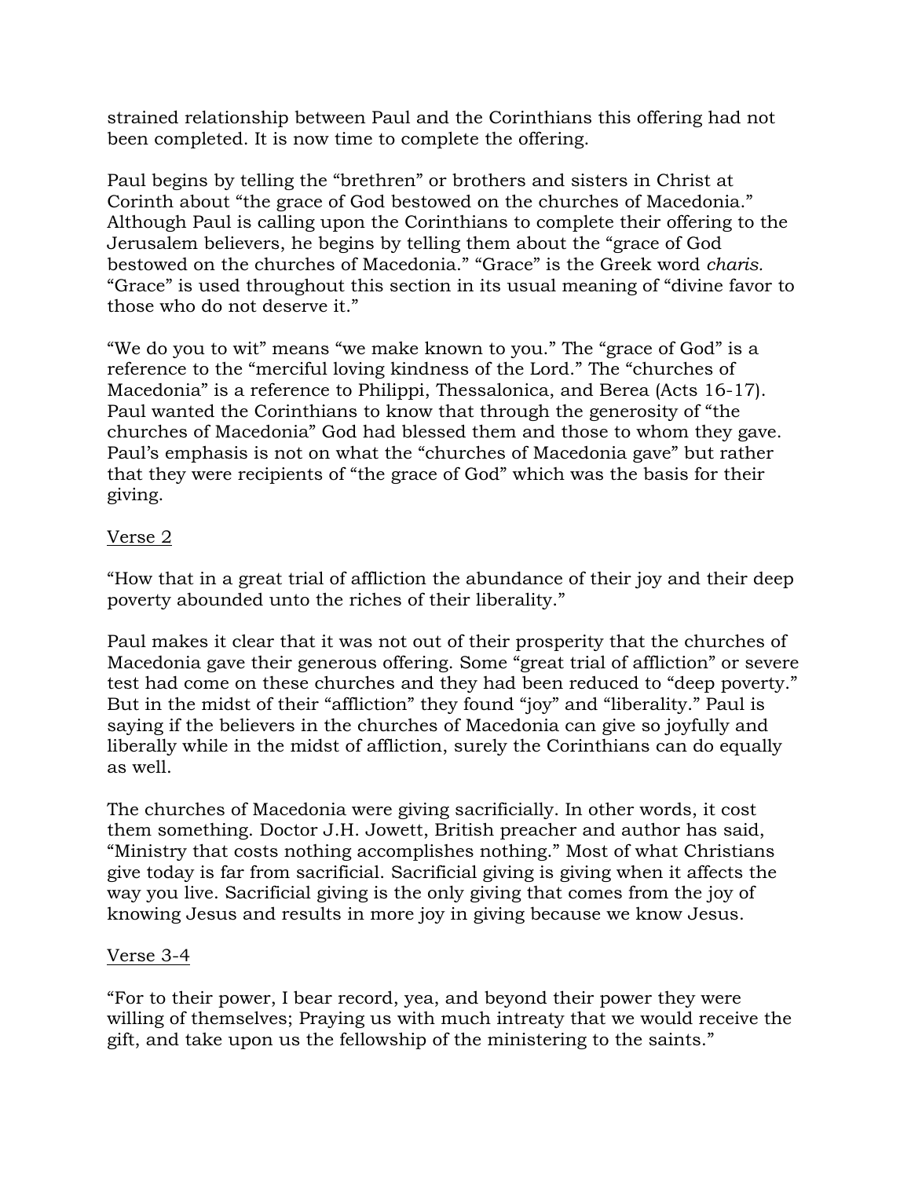strained relationship between Paul and the Corinthians this offering had not been completed. It is now time to complete the offering.

Paul begins by telling the "brethren" or brothers and sisters in Christ at Corinth about "the grace of God bestowed on the churches of Macedonia." Although Paul is calling upon the Corinthians to complete their offering to the Jerusalem believers, he begins by telling them about the "grace of God bestowed on the churches of Macedonia." "Grace" is the Greek word *charis.* "Grace" is used throughout this section in its usual meaning of "divine favor to those who do not deserve it."

"We do you to wit" means "we make known to you." The "grace of God" is a reference to the "merciful loving kindness of the Lord." The "churches of Macedonia" is a reference to Philippi, Thessalonica, and Berea (Acts 16-17). Paul wanted the Corinthians to know that through the generosity of "the churches of Macedonia" God had blessed them and those to whom they gave. Paul's emphasis is not on what the "churches of Macedonia gave" but rather that they were recipients of "the grace of God" which was the basis for their giving.

<u>Verse 2</u>

"How that in a great trial of affliction the abundance of their joy and their deep poverty abounded unto the riches of their liberality."

Paul makes it clear that it was not out of their prosperity that the churches of Macedonia gave their generous offering. Some "great trial of affliction" or severe test had come on these churches and they had been reduced to "deep poverty." But in the midst of their "affliction" they found "joy" and "liberality." Paul is saying if the believers in the churches of Macedonia can give so joyfully and liberally while in the midst of affliction, surely the Corinthians can do equally as well.

The churches of Macedonia were giving sacrificially. In other words, it cost them something. Doctor J.H. Jowett, British preacher and author has said, "Ministry that costs nothing accomplishes nothing." Most of what Christians give today is far from sacrificial. Sacrificial giving is giving when it affects the way you live. Sacrificial giving is the only giving that comes from the joy of knowing Jesus and results in more joy in giving because we know Jesus.

<u>Verse 3-4</u>

"For to their power, I bear record, yea, and beyond their power they were willing of themselves; Praying us with much intreaty that we would receive the gift, and take upon us the fellowship of the ministering to the saints."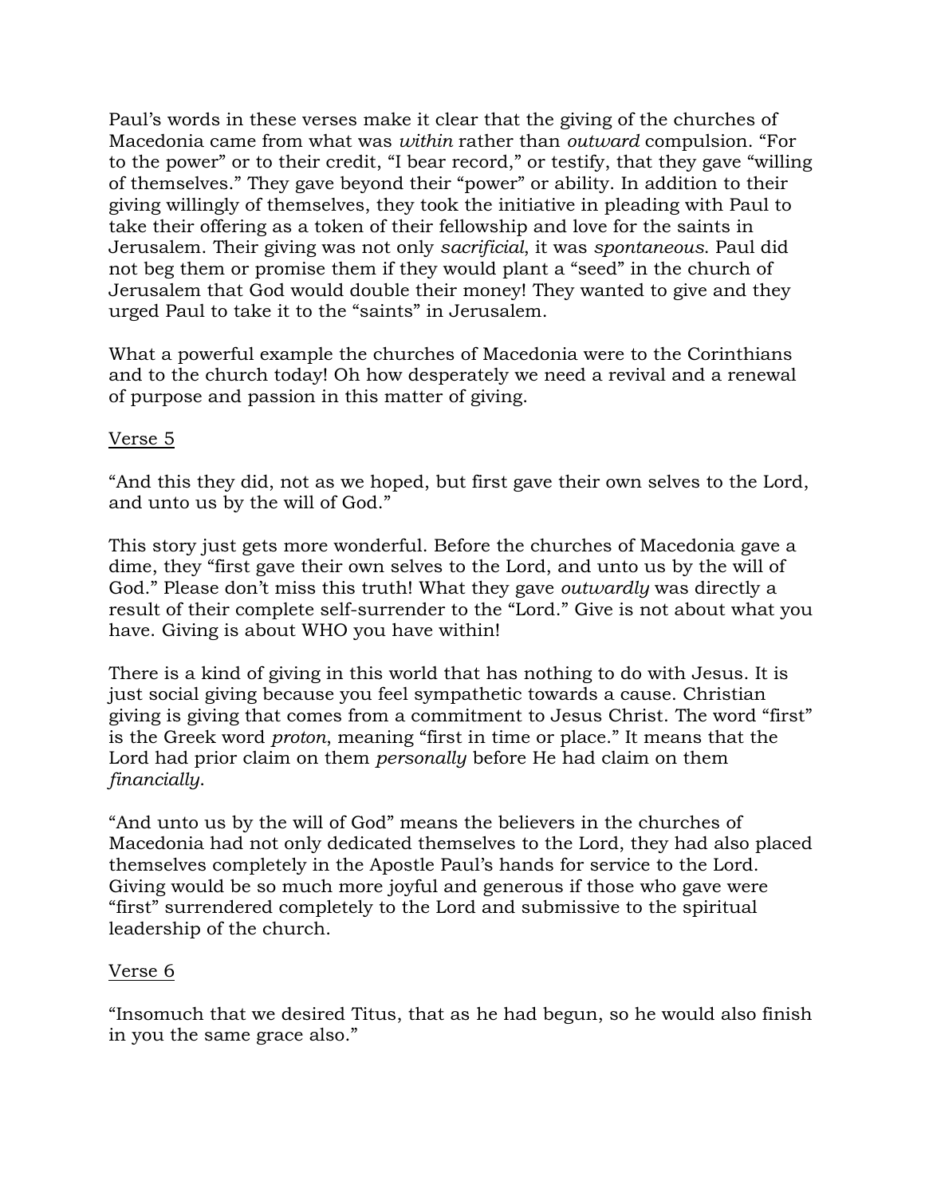Paul's words in these verses make it clear that the giving of the churches of Macedonia came from what was *within* rather than *outward* compulsion. "For to the power" or to their credit, "I bear record," or testify, that they gave "willing of themselves." They gave beyond their "power" or ability. In addition to their giving willingly of themselves, they took the initiative in pleading with Paul to take their offering as a token of their fellowship and love for the saints in Jerusalem. Their giving was not only *sacrificial*, it was *spontaneous*. Paul did not beg them or promise them if they would plant a "seed" in the church of Jerusalem that God would double their money! They wanted to give and they urged Paul to take it to the "saints" in Jerusalem.

What a powerful example the churches of Macedonia were to the Corinthians and to the church today! Oh how desperately we need a revival and a renewal of purpose and passion in this matter of giving.

<u>Verse 5</u>

"And this they did, not as we hoped, but first gave their own selves to the Lord, and unto us by the will of God."

This story just gets more wonderful. Before the churches of Macedonia gave a dime, they "first gave their own selves to the Lord, and unto us by the will of God." Please don't miss this truth! What they gave *outwardly* was directly a result of their complete self-surrender to the "Lord." Give is not about what you have. Giving is about WHO you have within!

There is a kind of giving in this world that has nothing to do with Jesus. It is just social giving because you feel sympathetic towards a cause. Christian giving is giving that comes from a commitment to Jesus Christ. The word "first" is the Greek word *proton*, meaning "first in time or place." It means that the Lord had prior claim on them *personally* before He had claim on them *financially*.

"And unto us by the will of God" means the believers in the churches of Macedonia had not only dedicated themselves to the Lord, they had also placed themselves completely in the Apostle Paul's hands for service to the Lord. Giving would be so much more joyful and generous if those who gave were "first" surrendered completely to the Lord and submissive to the spiritual leadership of the church.

<u>Verse 6</u>

"Insomuch that we desired Titus, that as he had begun, so he would also finish in you the same grace also."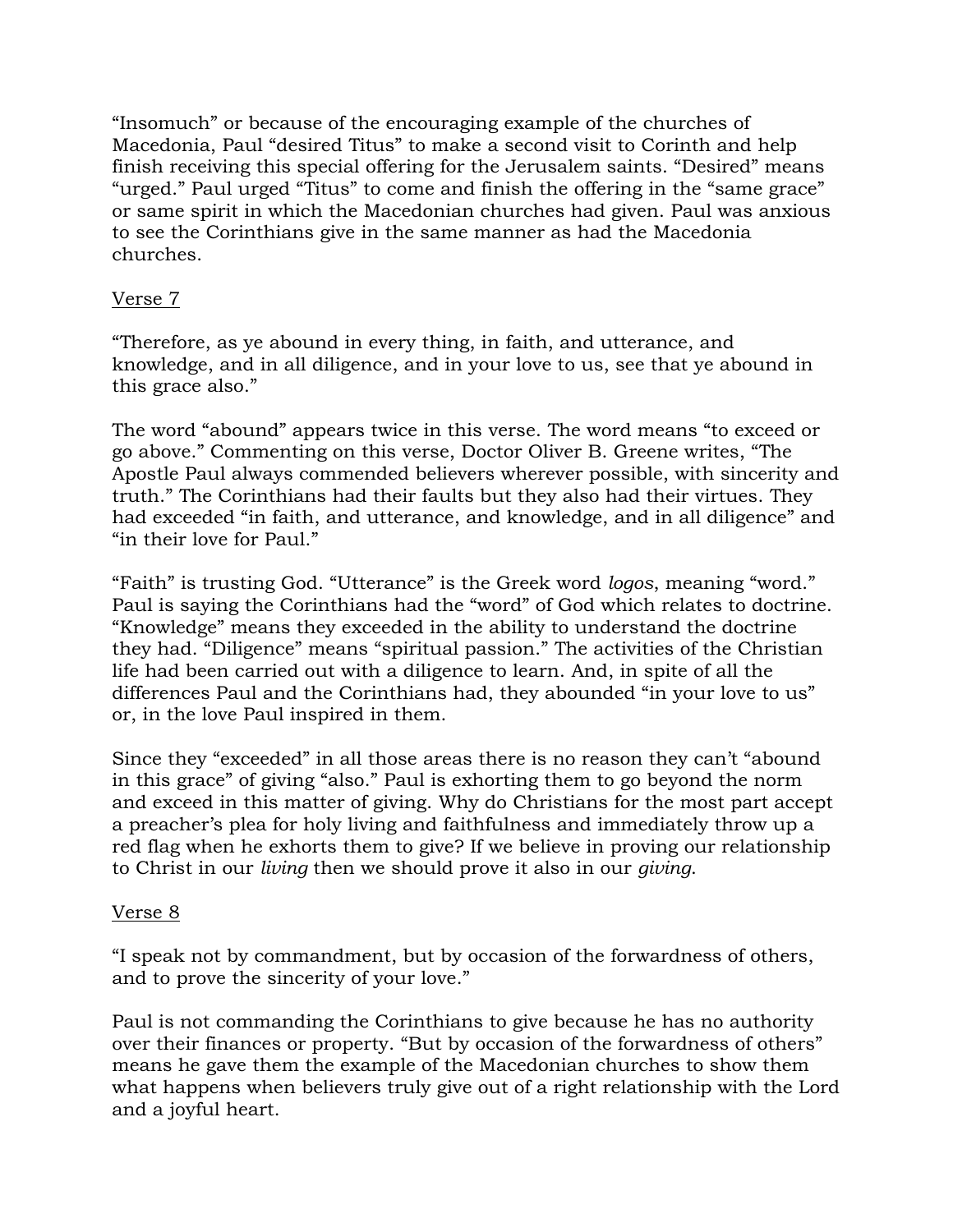“Insomuch” or because of the encouraging example of the churches of Macedonia, Paul “desired Titus” to make a second visit to Corinth and help finish receiving this special offering for the Jerusalem saints. “Desired” means “urged.” Paul urged “Titus” to come and finish the offering in the “same grace” or same spirit in which the Macedonian churches had given. Paul was anxious to see the Corinthians give in the same manner as had the Macedonia churches.

Verse 7

“Therefore, as ye abound in every thing, in faith, and utterance, and knowledge, and in all diligence, and in your love to us, see that ye abound in this grace also.”

The word “abound” appears twice in this verse. The word means “to exceed or go above.” Commenting on this verse, Doctor Oliver B. Greene writes, “The Apostle Paul always commended believers wherever possible, with sincerity and truth.” The Corinthians had their faults but they also had their virtues. They had exceeded “in faith, and utterance, and knowledge, and in all diligence” and “in their love for Paul.”

“Faith” is trusting God. “Utterance” is the Greek word *logos*, meaning “word.” Paul is saying the Corinthians had the “word” of God which relates to doctrine. “Knowledge” means they exceeded in the ability to understand the doctrine they had. “Diligence” means “spiritual passion.” The activities of the Christian life had been carried out with a diligence to learn. And, in spite of all the differences Paul and the Corinthians had, they abounded “in your love to us” or, in the love Paul inspired in them.

Since they “exceeded” in all those areas there is no reason they can’t “abound in this grace” of giving “also.” Paul is exhorting them to go beyond the norm and exceed in this matter of giving. Why do Christians for the most part accept a preacher’s plea for holy living and faithfulness and immediately throw up a red flag when he exhorts them to give? If we believe in proving our relationship to Christ in our *living* then we should prove it also in our *giving*.

Verse 8

“I speak not by commandment, but by occasion of the forwardness of others, and to prove the sincerity of your love.”

Paul is not commanding the Corinthians to give because he has no authority over their finances or property. “But by occasion of the forwardness of others” means he gave them the example of the Macedonian churches to show them what happens when believers truly give out of a right relationship with the Lord and a joyful heart.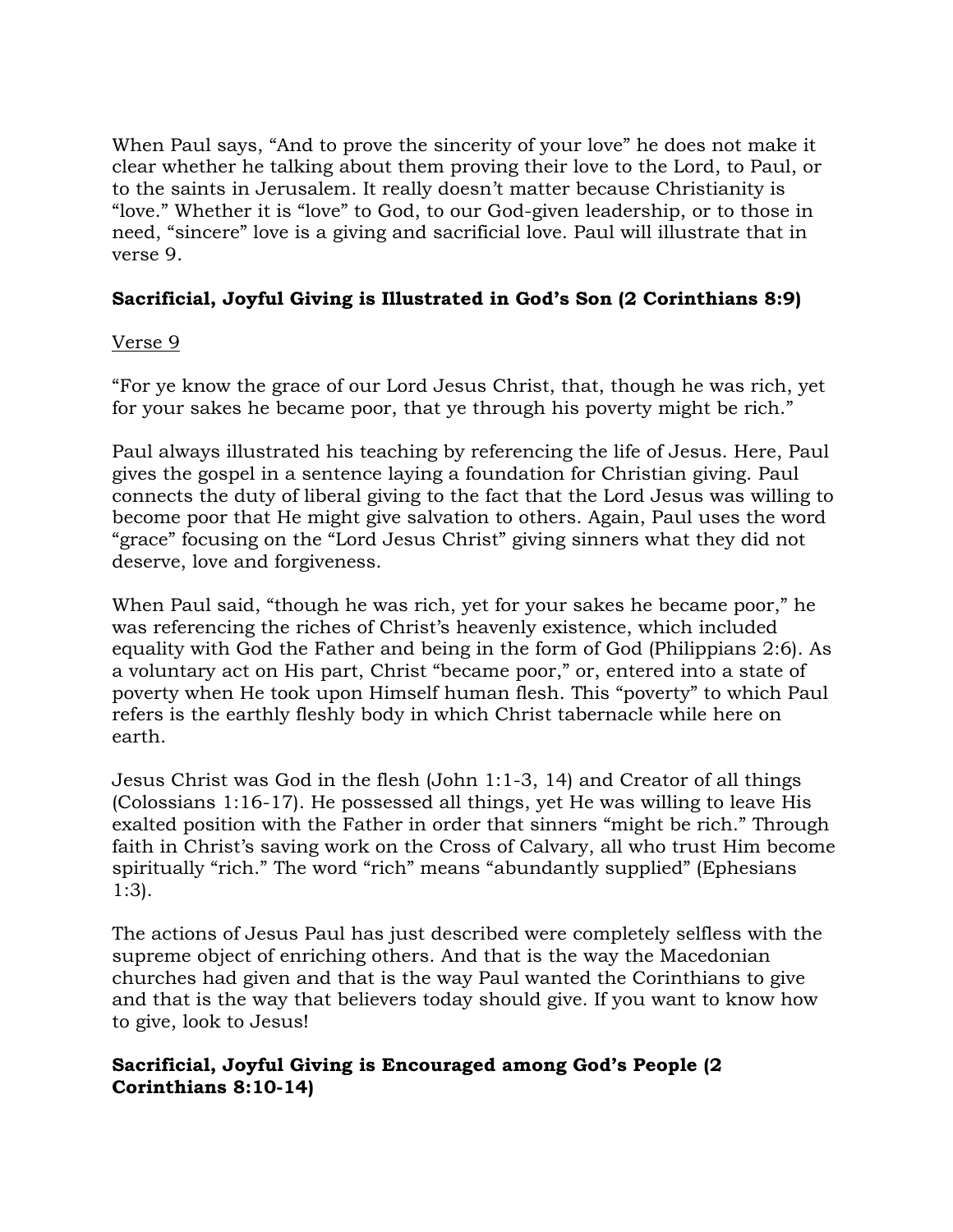When Paul says, “And to prove the sincerity of your love” he does not make it clear whether he talking about them proving their love to the Lord, to Paul, or to the saints in Jerusalem. It really doesn’t matter because Christianity is “love.” Whether it is “love” to God, to our God-given leadership, or to those in need, “sincere” love is a giving and sacrificial love. Paul will illustrate that in verse 9.

**Sacrificial, Joyful Giving is Illustrated in God’s Son (2 Corinthians 8:9)**

<u>Verse 9</u>

“For ye know the grace of our Lord Jesus Christ, that, though he was rich, yet for your sakes he became poor, that ye through his poverty might be rich.”

Paul always illustrated his teaching by referencing the life of Jesus. Here, Paul gives the gospel in a sentence laying a foundation for Christian giving. Paul connects the duty of liberal giving to the fact that the Lord Jesus was willing to become poor that He might give salvation to others. Again, Paul uses the word “grace” focusing on the “Lord Jesus Christ” giving sinners what they did not deserve, love and forgiveness.

When Paul said, “though he was rich, yet for your sakes he became poor,” he was referencing the riches of Christ’s heavenly existence, which included equality with God the Father and being in the form of God (Philippians 2:6). As a voluntary act on His part, Christ “became poor,” or, entered into a state of poverty when He took upon Himself human flesh. This “poverty” to which Paul refers is the earthly fleshly body in which Christ tabernacle while here on earth.

Jesus Christ was God in the flesh (John 1:1-3, 14) and Creator of all things (Colossians 1:16-17). He possessed all things, yet He was willing to leave His exalted position with the Father in order that sinners “might be rich.” Through faith in Christ’s saving work on the Cross of Calvary, all who trust Him become spiritually “rich.” The word “rich” means “abundantly supplied” (Ephesians 1:3).

The actions of Jesus Paul has just described were completely selfless with the supreme object of enriching others. And that is the way the Macedonian churches had given and that is the way Paul wanted the Corinthians to give and that is the way that believers today should give. If you want to know how to give, look to Jesus!

**Sacrificial, Joyful Giving is Encouraged among God’s People (2 Corinthians 8:10-14)**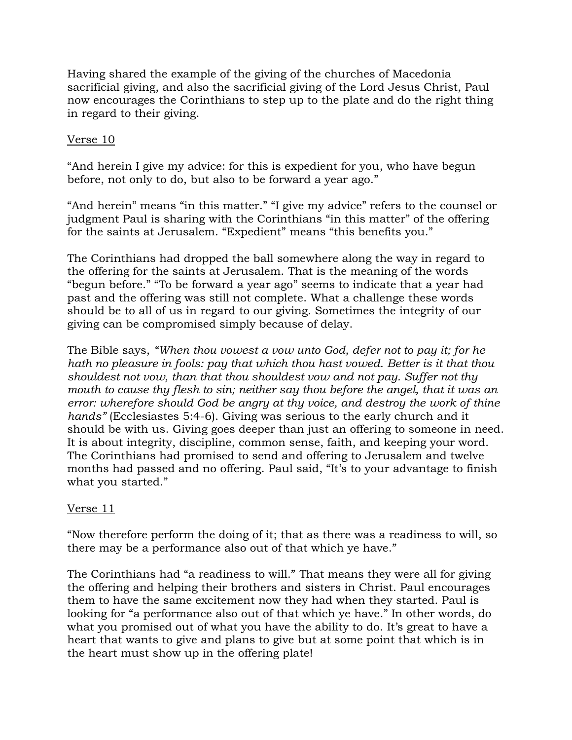Having shared the example of the giving of the churches of Macedonia sacrificial giving, and also the sacrificial giving of the Lord Jesus Christ, Paul now encourages the Corinthians to step up to the plate and do the right thing in regard to their giving.

<u>Verse 10</u>

"And herein I give my advice: for this is expedient for you, who have begun before, not only to do, but also to be forward a year ago."

"And herein" means "in this matter." "I give my advice" refers to the counsel or judgment Paul is sharing with the Corinthians "in this matter" of the offering for the saints at Jerusalem. "Expedient" means "this benefits you."

The Corinthians had dropped the ball somewhere along the way in regard to the offering for the saints at Jerusalem. That is the meaning of the words "begun before." "To be forward a year ago" seems to indicate that a year had past and the offering was still not complete. What a challenge these words should be to all of us in regard to our giving. Sometimes the integrity of our giving can be compromised simply because of delay.

The Bible says, *"When thou vowest a vow unto God, defer not to pay it; for he hath no pleasure in fools: pay that which thou hast vowed. Better is it that thou shouldest not vow, than that thou shouldest vow and not pay. Suffer not thy mouth to cause thy flesh to sin; neither say thou before the angel, that it was an error: wherefore should God be angry at thy voice, and destroy the work of thine hands"* (Ecclesiastes 5:4-6). Giving was serious to the early church and it should be with us. Giving goes deeper than just an offering to someone in need. It is about integrity, discipline, common sense, faith, and keeping your word. The Corinthians had promised to send and offering to Jerusalem and twelve months had passed and no offering. Paul said, "It's to your advantage to finish what you started."

<u>Verse 11</u>

"Now therefore perform the doing of it; that as there was a readiness to will, so there may be a performance also out of that which ye have."

The Corinthians had "a readiness to will." That means they were all for giving the offering and helping their brothers and sisters in Christ. Paul encourages them to have the same excitement now they had when they started. Paul is looking for "a performance also out of that which ye have." In other words, do what you promised out of what you have the ability to do. It's great to have a heart that wants to give and plans to give but at some point that which is in the heart must show up in the offering plate!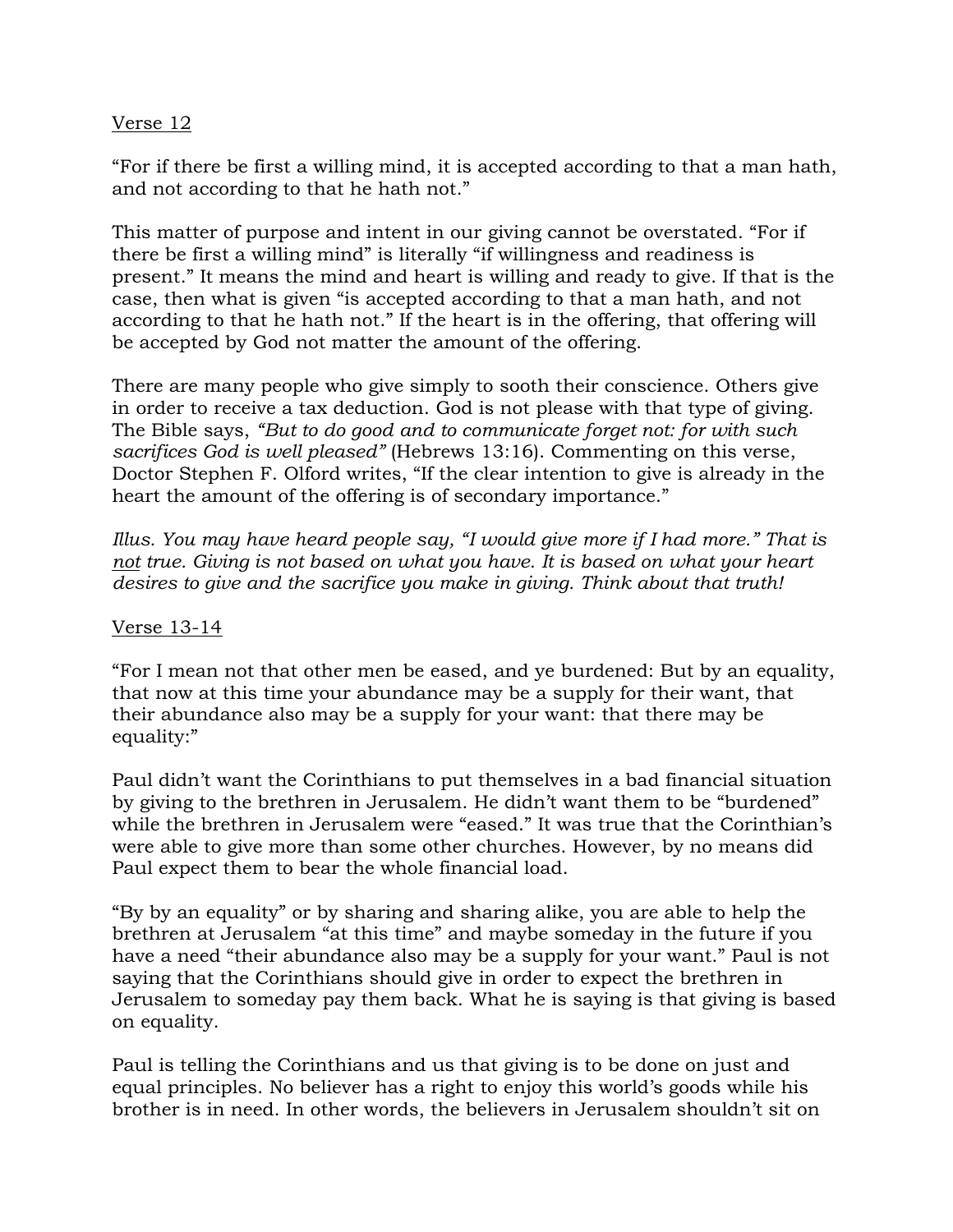<u>Verse 12</u>

"For if there be first a willing mind, it is accepted according to that a man hath, and not according to that he hath not."

This matter of purpose and intent in our giving cannot be overstated. "For if there be first a willing mind" is literally "if willingness and readiness is present." It means the mind and heart is willing and ready to give. If that is the case, then what is given "is accepted according to that a man hath, and not according to that he hath not." If the heart is in the offering, that offering will be accepted by God not matter the amount of the offering.

There are many people who give simply to sooth their conscience. Others give in order to receive a tax deduction. God is not please with that type of giving. The Bible says, *"But to do good and to communicate forget not: for with such sacrifices God is well pleased"* (Hebrews 13:16). Commenting on this verse, Doctor Stephen F. Olford writes, "If the clear intention to give is already in the heart the amount of the offering is of secondary importance."

*Illus. You may have heard people say, "I would give more if I had more." That is <u>not</u> true. Giving is not based on what you have. It is based on what your heart desires to give and the sacrifice you make in giving. Think about that truth!*

<u>Verse 13-14</u>

"For I mean not that other men be eased, and ye burdened: But by an equality, that now at this time your abundance may be a supply for their want, that their abundance also may be a supply for your want: that there may be equality:"

Paul didn't want the Corinthians to put themselves in a bad financial situation by giving to the brethren in Jerusalem. He didn't want them to be "burdened" while the brethren in Jerusalem were "eased." It was true that the Corinthian's were able to give more than some other churches. However, by no means did Paul expect them to bear the whole financial load.

"By by an equality" or by sharing and sharing alike, you are able to help the brethren at Jerusalem "at this time" and maybe someday in the future if you have a need "their abundance also may be a supply for your want." Paul is not saying that the Corinthians should give in order to expect the brethren in Jerusalem to someday pay them back. What he is saying is that giving is based on equality.

Paul is telling the Corinthians and us that giving is to be done on just and equal principles. No believer has a right to enjoy this world's goods while his brother is in need. In other words, the believers in Jerusalem shouldn't sit on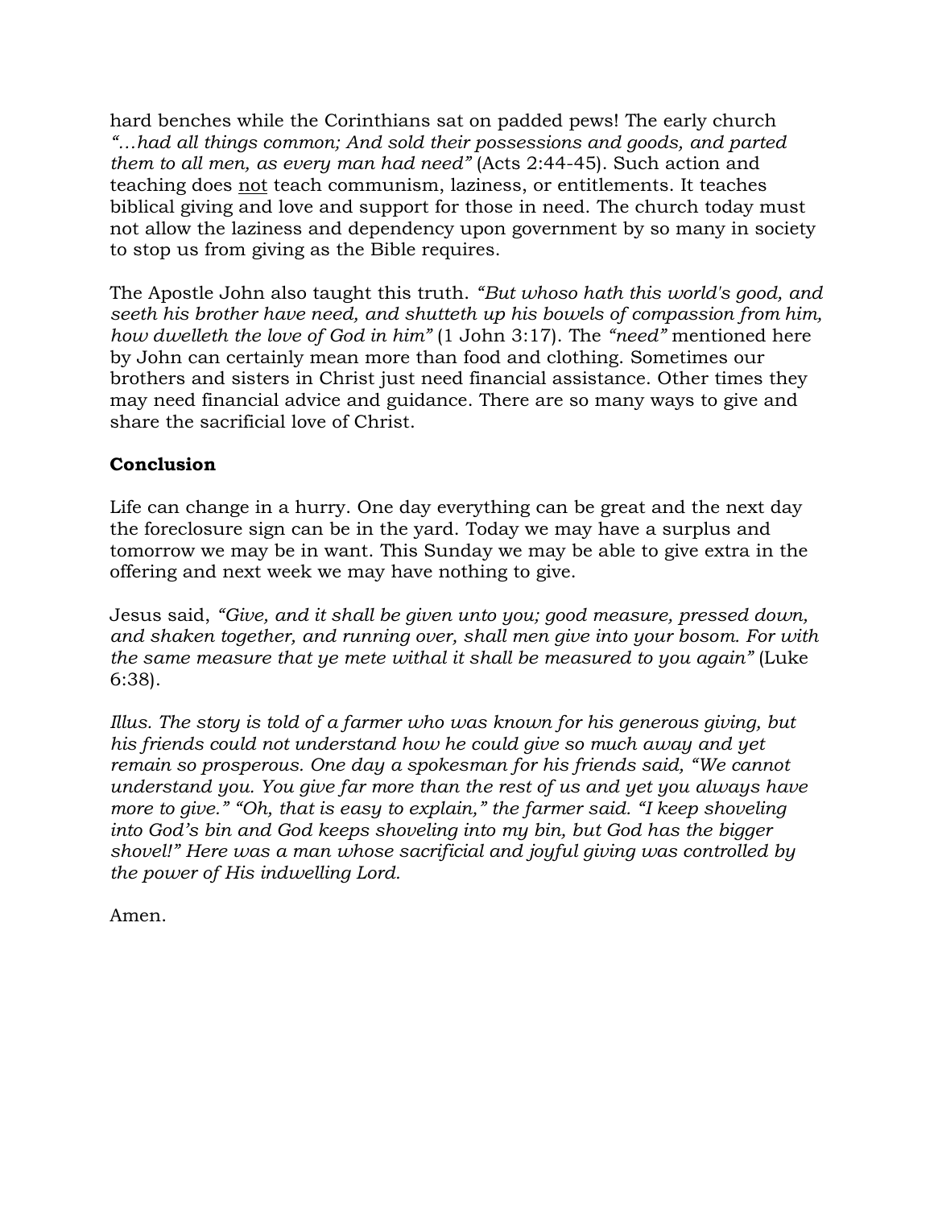hard benches while the Corinthians sat on padded pews! The early church *"…had all things common; And sold their possessions and goods, and parted them to all men, as every man had need"* (Acts 2:44-45). Such action and teaching does <u>not</u> teach communism, laziness, or entitlements. It teaches biblical giving and love and support for those in need. The church today must not allow the laziness and dependency upon government by so many in society to stop us from giving as the Bible requires.

The Apostle John also taught this truth. *"But whoso hath this world's good, and seeth his brother have need, and shutteth up his bowels of compassion from him, how dwelleth the love of God in him"* (1 John 3:17). The *"need"* mentioned here by John can certainly mean more than food and clothing. Sometimes our brothers and sisters in Christ just need financial assistance. Other times they may need financial advice and guidance. There are so many ways to give and share the sacrificial love of Christ.

**Conclusion**

Life can change in a hurry. One day everything can be great and the next day the foreclosure sign can be in the yard. Today we may have a surplus and tomorrow we may be in want. This Sunday we may be able to give extra in the offering and next week we may have nothing to give.

Jesus said, *"Give, and it shall be given unto you; good measure, pressed down, and shaken together, and running over, shall men give into your bosom. For with the same measure that ye mete withal it shall be measured to you again"* (Luke 6:38).

*Illus. The story is told of a farmer who was known for his generous giving, but his friends could not understand how he could give so much away and yet remain so prosperous. One day a spokesman for his friends said, "We cannot understand you. You give far more than the rest of us and yet you always have more to give." "Oh, that is easy to explain," the farmer said. "I keep shoveling into God's bin and God keeps shoveling into my bin, but God has the bigger shovel!" Here was a man whose sacrificial and joyful giving was controlled by the power of His indwelling Lord.*

Amen.